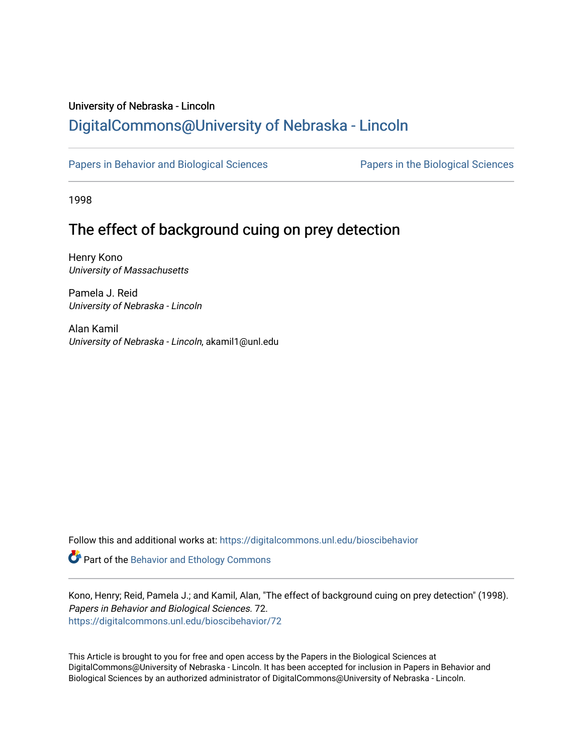University of Nebraska - Lincoln

# DigitalCommons@University of Nebraska - Lincoln

Papers in Behavior and Biological Sciences

Papers in the Biological Sciences

1998

## The effect of background cuing on prey detection

Henry Kono
*University of Massachusetts*

Pamela J. Reid
*University of Nebraska - Lincoln*

Alan Kamil
*University of Nebraska - Lincoln*, akamil1@unl.edu

Follow this and additional works at: https://digitalcommons.unl.edu/bioscibehavior

Part of the Behavior and Ethology Commons

Kono, Henry; Reid, Pamela J.; and Kamil, Alan, "The effect of background cuing on prey detection" (1998). *Papers in Behavior and Biological Sciences*. 72.
https://digitalcommons.unl.edu/bioscibehavior/72

This Article is brought to you for free and open access by the Papers in the Biological Sciences at DigitalCommons@University of Nebraska - Lincoln. It has been accepted for inclusion in Papers in Behavior and Biological Sciences by an authorized administrator of DigitalCommons@University of Nebraska - Lincoln.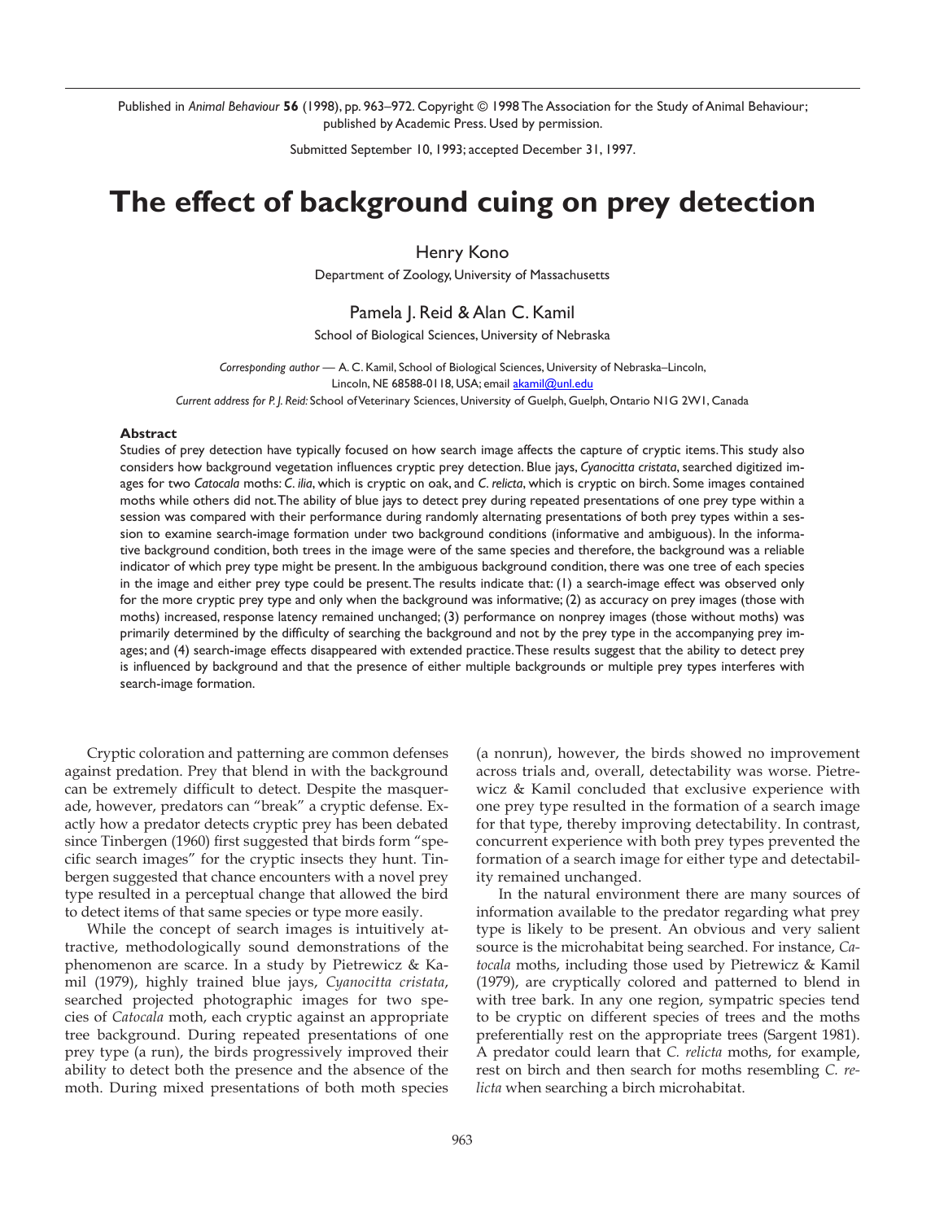Published in *Animal Behaviour* **56** (1998), pp. 963–972. Copyright © 1998 The Association for the Study of Animal Behaviour; published by Academic Press. Used by permission.

Submitted September 10, 1993; accepted December 31, 1997.

# The effect of background cuing on prey detection

Henry Kono

Department of Zoology, University of Massachusetts

Pamela J. Reid & Alan C. Kamil

School of Biological Sciences, University of Nebraska

*Corresponding author* — A. C. Kamil, School of Biological Sciences, University of Nebraska–Lincoln, Lincoln, NE 68588-0118, USA; email akamil@unl.edu

*Current address for P. J. Reid:* School of Veterinary Sciences, University of Guelph, Guelph, Ontario N1G 2W1, Canada

### Abstract

Studies of prey detection have typically focused on how search image affects the capture of cryptic items. This study also considers how background vegetation influences cryptic prey detection. Blue jays, *Cyanocitta cristata*, searched digitized images for two *Catocala* moths: *C. ilia*, which is cryptic on oak, and *C. relicta*, which is cryptic on birch. Some images contained moths while others did not. The ability of blue jays to detect prey during repeated presentations of one prey type within a session was compared with their performance during randomly alternating presentations of both prey types within a session to examine search-image formation under two background conditions (informative and ambiguous). In the informative background condition, both trees in the image were of the same species and therefore, the background was a reliable indicator of which prey type might be present. In the ambiguous background condition, there was one tree of each species in the image and either prey type could be present. The results indicate that: (1) a search-image effect was observed only for the more cryptic prey type and only when the background was informative; (2) as accuracy on prey images (those with moths) increased, response latency remained unchanged; (3) performance on nonprey images (those without moths) was primarily determined by the difficulty of searching the background and not by the prey type in the accompanying prey images; and (4) search-image effects disappeared with extended practice. These results suggest that the ability to detect prey is influenced by background and that the presence of either multiple backgrounds or multiple prey types interferes with search-image formation.

Cryptic coloration and patterning are common defenses against predation. Prey that blend in with the background can be extremely difficult to detect. Despite the masquerade, however, predators can "break" a cryptic defense. Exactly how a predator detects cryptic prey has been debated since Tinbergen (1960) first suggested that birds form "specific search images" for the cryptic insects they hunt. Tinbergen suggested that chance encounters with a novel prey type resulted in a perceptual change that allowed the bird to detect items of that same species or type more easily.

While the concept of search images is intuitively attractive, methodologically sound demonstrations of the phenomenon are scarce. In a study by Pietrewicz & Kamil (1979), highly trained blue jays, *Cyanocitta cristata*, searched projected photographic images for two species of *Catocala* moth, each cryptic against an appropriate tree background. During repeated presentations of one prey type (a run), the birds progressively improved their ability to detect both the presence and the absence of the moth. During mixed presentations of both moth species (a nonrun), however, the birds showed no improvement across trials and, overall, detectability was worse. Pietrewicz & Kamil concluded that exclusive experience with one prey type resulted in the formation of a search image for that type, thereby improving detectability. In contrast, concurrent experience with both prey types prevented the formation of a search image for either type and detectability remained unchanged.

In the natural environment there are many sources of information available to the predator regarding what prey type is likely to be present. An obvious and very salient source is the microhabitat being searched. For instance, *Catocala* moths, including those used by Pietrewicz & Kamil (1979), are cryptically colored and patterned to blend in with tree bark. In any one region, sympatric species tend to be cryptic on different species of trees and the moths preferentially rest on the appropriate trees (Sargent 1981). A predator could learn that *C. relicta* moths, for example, rest on birch and then search for moths resembling *C. relicta* when searching a birch microhabitat.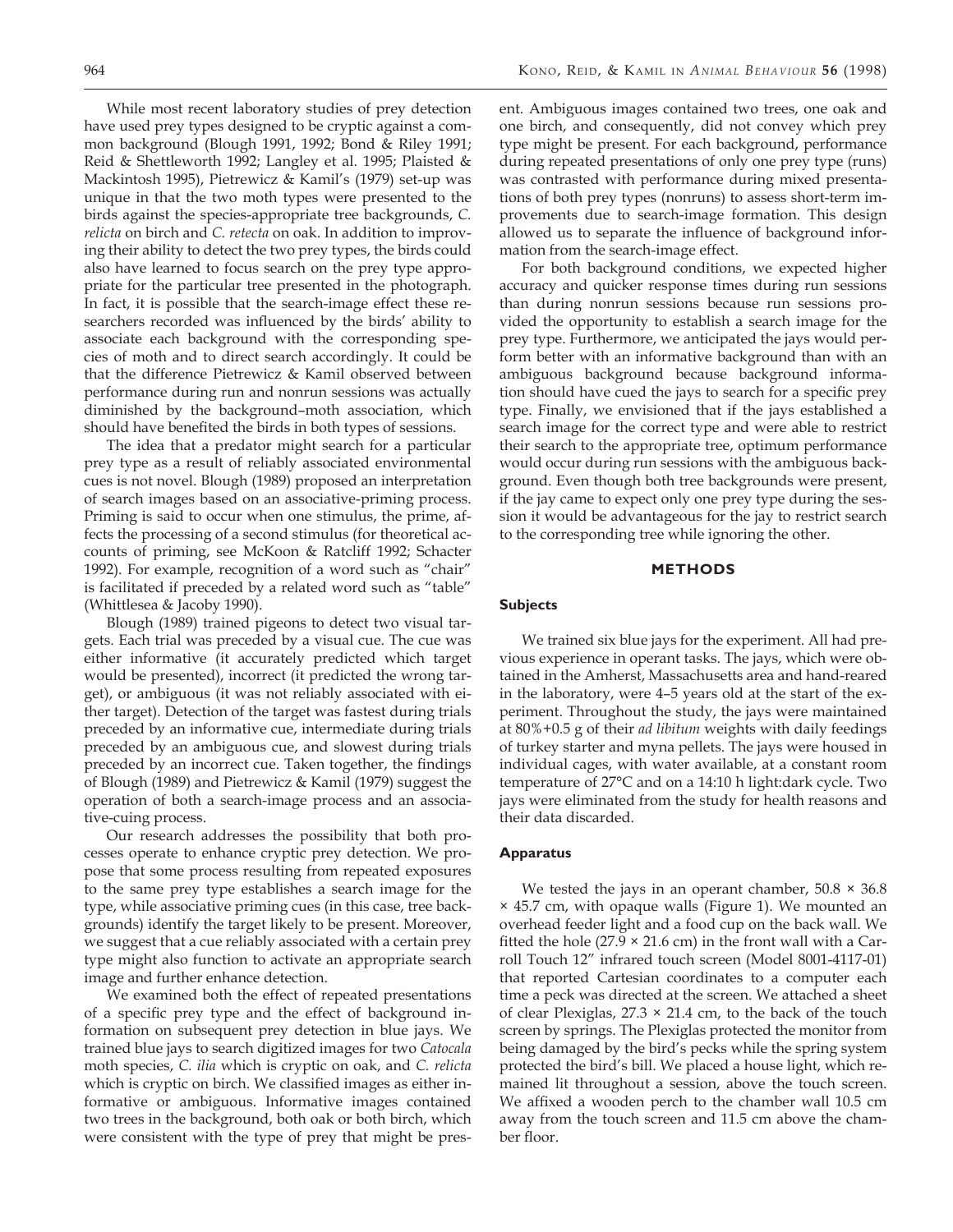While most recent laboratory studies of prey detection have used prey types designed to be cryptic against a common background (Blough 1991, 1992; Bond & Riley 1991; Reid & Shettleworth 1992; Langley et al. 1995; Plaisted & Mackintosh 1995), Pietrewicz & Kamil's (1979) set-up was unique in that the two moth types were presented to the birds against the species-appropriate tree backgrounds, *C. relicta* on birch and *C. retecta* on oak. In addition to improving their ability to detect the two prey types, the birds could also have learned to focus search on the prey type appropriate for the particular tree presented in the photograph. In fact, it is possible that the search-image effect these researchers recorded was influenced by the birds' ability to associate each background with the corresponding species of moth and to direct search accordingly. It could be that the difference Pietrewicz & Kamil observed between performance during run and nonrun sessions was actually diminished by the background–moth association, which should have benefited the birds in both types of sessions.

The idea that a predator might search for a particular prey type as a result of reliably associated environmental cues is not novel. Blough (1989) proposed an interpretation of search images based on an associative-priming process. Priming is said to occur when one stimulus, the prime, affects the processing of a second stimulus (for theoretical accounts of priming, see McKoon & Ratcliff 1992; Schacter 1992). For example, recognition of a word such as "chair" is facilitated if preceded by a related word such as "table" (Whittlesea & Jacoby 1990).

Blough (1989) trained pigeons to detect two visual targets. Each trial was preceded by a visual cue. The cue was either informative (it accurately predicted which target would be presented), incorrect (it predicted the wrong target), or ambiguous (it was not reliably associated with either target). Detection of the target was fastest during trials preceded by an informative cue, intermediate during trials preceded by an ambiguous cue, and slowest during trials preceded by an incorrect cue. Taken together, the findings of Blough (1989) and Pietrewicz & Kamil (1979) suggest the operation of both a search-image process and an associative-cuing process.

Our research addresses the possibility that both processes operate to enhance cryptic prey detection. We propose that some process resulting from repeated exposures to the same prey type establishes a search image for the type, while associative priming cues (in this case, tree backgrounds) identify the target likely to be present. Moreover, we suggest that a cue reliably associated with a certain prey type might also function to activate an appropriate search image and further enhance detection.

We examined both the effect of repeated presentations of a specific prey type and the effect of background information on subsequent prey detection in blue jays. We trained blue jays to search digitized images for two *Catocala* moth species, *C. ilia* which is cryptic on oak, and *C. relicta* which is cryptic on birch. We classified images as either informative or ambiguous. Informative images contained two trees in the background, both oak or both birch, which were consistent with the type of prey that might be present. Ambiguous images contained two trees, one oak and one birch, and consequently, did not convey which prey type might be present. For each background, performance during repeated presentations of only one prey type (runs) was contrasted with performance during mixed presentations of both prey types (nonruns) to assess short-term improvements due to search-image formation. This design allowed us to separate the influence of background information from the search-image effect.

For both background conditions, we expected higher accuracy and quicker response times during run sessions than during nonrun sessions because run sessions provided the opportunity to establish a search image for the prey type. Furthermore, we anticipated the jays would perform better with an informative background than with an ambiguous background because background information should have cued the jays to search for a specific prey type. Finally, we envisioned that if the jays established a search image for the correct type and were able to restrict their search to the appropriate tree, optimum performance would occur during run sessions with the ambiguous background. Even though both tree backgrounds were present, if the jay came to expect only one prey type during the session it would be advantageous for the jay to restrict search to the corresponding tree while ignoring the other.

## METHODS

### Subjects

We trained six blue jays for the experiment. All had previous experience in operant tasks. The jays, which were obtained in the Amherst, Massachusetts area and hand-reared in the laboratory, were 4–5 years old at the start of the experiment. Throughout the study, the jays were maintained at 80%+0.5 g of their *ad libitum* weights with daily feedings of turkey starter and myna pellets. The jays were housed in individual cages, with water available, at a constant room temperature of 27°C and on a 14:10 h light:dark cycle. Two jays were eliminated from the study for health reasons and their data discarded.

### Apparatus

We tested the jays in an operant chamber, 50.8 × 36.8 × 45.7 cm, with opaque walls (Figure 1). We mounted an overhead feeder light and a food cup on the back wall. We fitted the hole (27.9 × 21.6 cm) in the front wall with a Carroll Touch 12" infrared touch screen (Model 8001-4117-01) that reported Cartesian coordinates to a computer each time a peck was directed at the screen. We attached a sheet of clear Plexiglas, 27.3 × 21.4 cm, to the back of the touch screen by springs. The Plexiglas protected the monitor from being damaged by the bird's pecks while the spring system protected the bird's bill. We placed a house light, which remained lit throughout a session, above the touch screen. We affixed a wooden perch to the chamber wall 10.5 cm away from the touch screen and 11.5 cm above the chamber floor.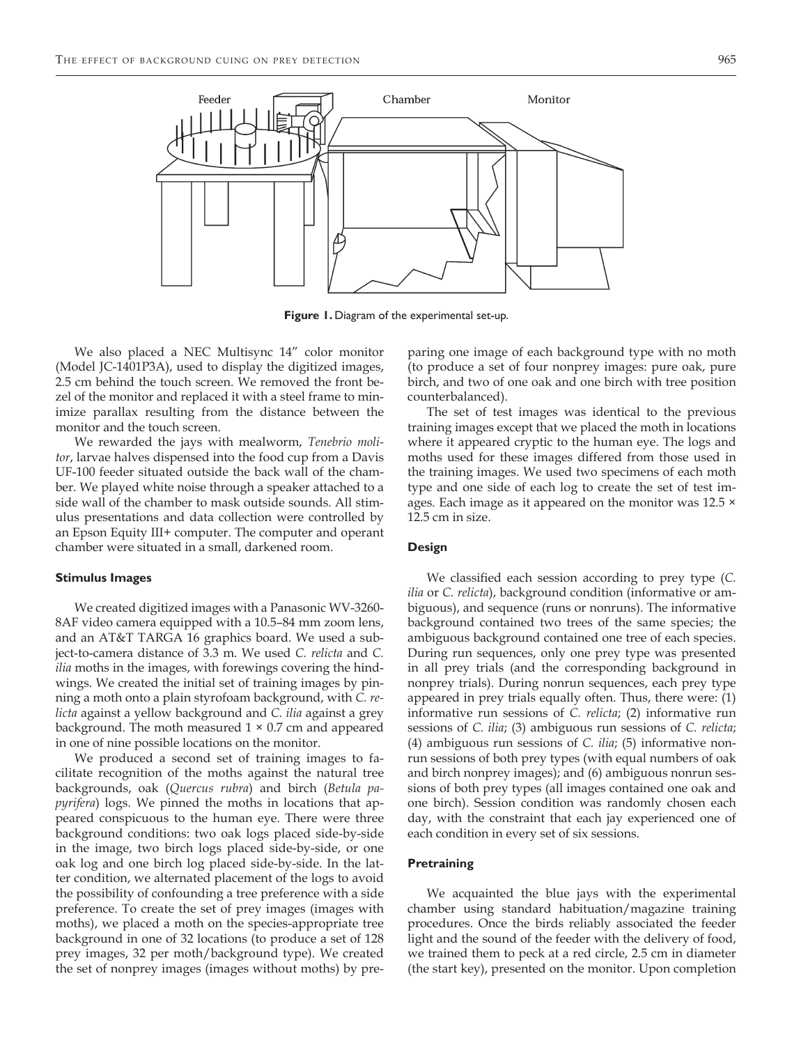Feeder

Chamber

Monitor

**Figure 1.** Diagram of the experimental set-up.

We also placed a NEC Multisync 14" color monitor (Model JC-1401P3A), used to display the digitized images, 2.5 cm behind the touch screen. We removed the front bezel of the monitor and replaced it with a steel frame to minimize parallax resulting from the distance between the monitor and the touch screen.

We rewarded the jays with mealworm, *Tenebrio molitor*, larvae halves dispensed into the food cup from a Davis UF-100 feeder situated outside the back wall of the chamber. We played white noise through a speaker attached to a side wall of the chamber to mask outside sounds. All stimulus presentations and data collection were controlled by an Epson Equity III+ computer. The computer and operant chamber were situated in a small, darkened room.

### Stimulus Images

We created digitized images with a Panasonic WV-3260-8AF video camera equipped with a 10.5–84 mm zoom lens, and an AT&T TARGA 16 graphics board. We used a subject-to-camera distance of 3.3 m. We used *C. relicta* and *C. ilia* moths in the images, with forewings covering the hindwings. We created the initial set of training images by pinning a moth onto a plain styrofoam background, with *C. relicta* against a yellow background and *C. ilia* against a grey background. The moth measured 1 × 0.7 cm and appeared in one of nine possible locations on the monitor.

We produced a second set of training images to facilitate recognition of the moths against the natural tree backgrounds, oak (*Quercus rubra*) and birch (*Betula papyrifera*) logs. We pinned the moths in locations that appeared conspicuous to the human eye. There were three background conditions: two oak logs placed side-by-side in the image, two birch logs placed side-by-side, or one oak log and one birch log placed side-by-side. In the latter condition, we alternated placement of the logs to avoid the possibility of confounding a tree preference with a side preference. To create the set of prey images (images with moths), we placed a moth on the species-appropriate tree background in one of 32 locations (to produce a set of 128 prey images, 32 per moth/background type). We created the set of nonprey images (images without moths) by preparing one image of each background type with no moth (to produce a set of four nonprey images: pure oak, pure birch, and two of one oak and one birch with tree position counterbalanced).

The set of test images was identical to the previous training images except that we placed the moth in locations where it appeared cryptic to the human eye. The logs and moths used for these images differed from those used in the training images. We used two specimens of each moth type and one side of each log to create the set of test images. Each image as it appeared on the monitor was 12.5 × 12.5 cm in size.

### Design

We classified each session according to prey type (*C. ilia* or *C. relicta*), background condition (informative or ambiguous), and sequence (runs or nonruns). The informative background contained two trees of the same species; the ambiguous background contained one tree of each species. During run sequences, only one prey type was presented in all prey trials (and the corresponding background in nonprey trials). During nonrun sequences, each prey type appeared in prey trials equally often. Thus, there were: (1) informative run sessions of *C. relicta*; (2) informative run sessions of *C. ilia*; (3) ambiguous run sessions of *C. relicta*; (4) ambiguous run sessions of *C. ilia*; (5) informative nonrun sessions of both prey types (with equal numbers of oak and birch nonprey images); and (6) ambiguous nonrun sessions of both prey types (all images contained one oak and one birch). Session condition was randomly chosen each day, with the constraint that each jay experienced one of each condition in every set of six sessions.

### Pretraining

We acquainted the blue jays with the experimental chamber using standard habituation/magazine training procedures. Once the birds reliably associated the feeder light and the sound of the feeder with the delivery of food, we trained them to peck at a red circle, 2.5 cm in diameter (the start key), presented on the monitor. Upon completion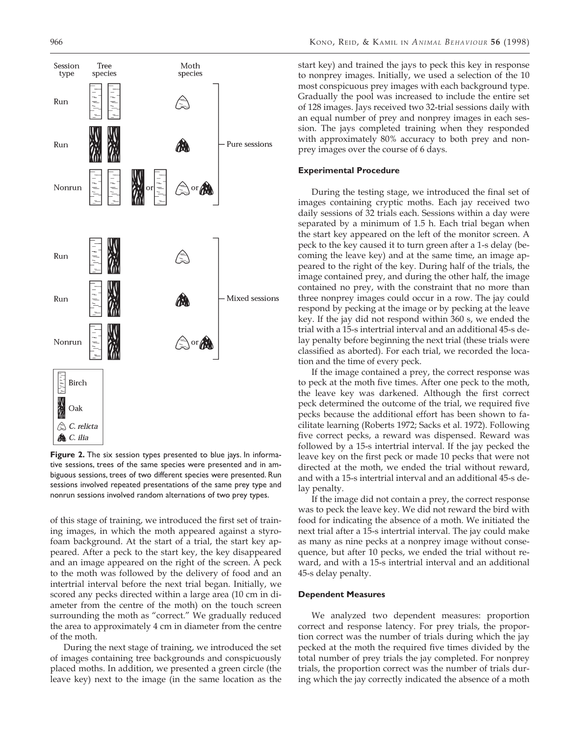**Figure 2.** The six session types presented to blue jays. In informative sessions, trees of the same species were presented and in ambiguous sessions, trees of two different species were presented. Run sessions involved repeated presentations of the same prey type and nonrun sessions involved random alternations of two prey types.

of this stage of training, we introduced the first set of training images, in which the moth appeared against a styrofoam background. At the start of a trial, the start key appeared. After a peck to the start key, the key disappeared and an image appeared on the right of the screen. A peck to the moth was followed by the delivery of food and an intertrial interval before the next trial began. Initially, we scored any pecks directed within a large area (10 cm in diameter from the centre of the moth) on the touch screen surrounding the moth as "correct." We gradually reduced the area to approximately 4 cm in diameter from the centre of the moth.

During the next stage of training, we introduced the set of images containing tree backgrounds and conspicuously placed moths. In addition, we presented a green circle (the leave key) next to the image (in the same location as the start key) and trained the jays to peck this key in response to nonprey images. Initially, we used a selection of the 10 most conspicuous prey images with each background type. Gradually the pool was increased to include the entire set of 128 images. Jays received two 32-trial sessions daily with an equal number of prey and nonprey images in each session. The jays completed training when they responded with approximately 80% accuracy to both prey and nonprey images over the course of 6 days.

### Experimental Procedure

During the testing stage, we introduced the final set of images containing cryptic moths. Each jay received two daily sessions of 32 trials each. Sessions within a day were separated by a minimum of 1.5 h. Each trial began when the start key appeared on the left of the monitor screen. A peck to the key caused it to turn green after a 1-s delay (becoming the leave key) and at the same time, an image appeared to the right of the key. During half of the trials, the image contained prey, and during the other half, the image contained no prey, with the constraint that no more than three nonprey images could occur in a row. The jay could respond by pecking at the image or by pecking at the leave key. If the jay did not respond within 360 s, we ended the trial with a 15-s intertrial interval and an additional 45-s delay penalty before beginning the next trial (these trials were classified as aborted). For each trial, we recorded the location and the time of every peck.

If the image contained a prey, the correct response was to peck at the moth five times. After one peck to the moth, the leave key was darkened. Although the first correct peck determined the outcome of the trial, we required five pecks because the additional effort has been shown to facilitate learning (Roberts 1972; Sacks et al. 1972). Following five correct pecks, a reward was dispensed. Reward was followed by a 15-s intertrial interval. If the jay pecked the leave key on the first peck or made 10 pecks that were not directed at the moth, we ended the trial without reward, and with a 15-s intertrial interval and an additional 45-s delay penalty.

If the image did not contain a prey, the correct response was to peck the leave key. We did not reward the bird with food for indicating the absence of a moth. We initiated the next trial after a 15-s intertrial interval. The jay could make as many as nine pecks at a nonprey image without consequence, but after 10 pecks, we ended the trial without reward, and with a 15-s intertrial interval and an additional 45-s delay penalty.

### Dependent Measures

We analyzed two dependent measures: proportion correct and response latency. For prey trials, the proportion correct was the number of trials during which the jay pecked at the moth the required five times divided by the total number of prey trials the jay completed. For nonprey trials, the proportion correct was the number of trials during which the jay correctly indicated the absence of a moth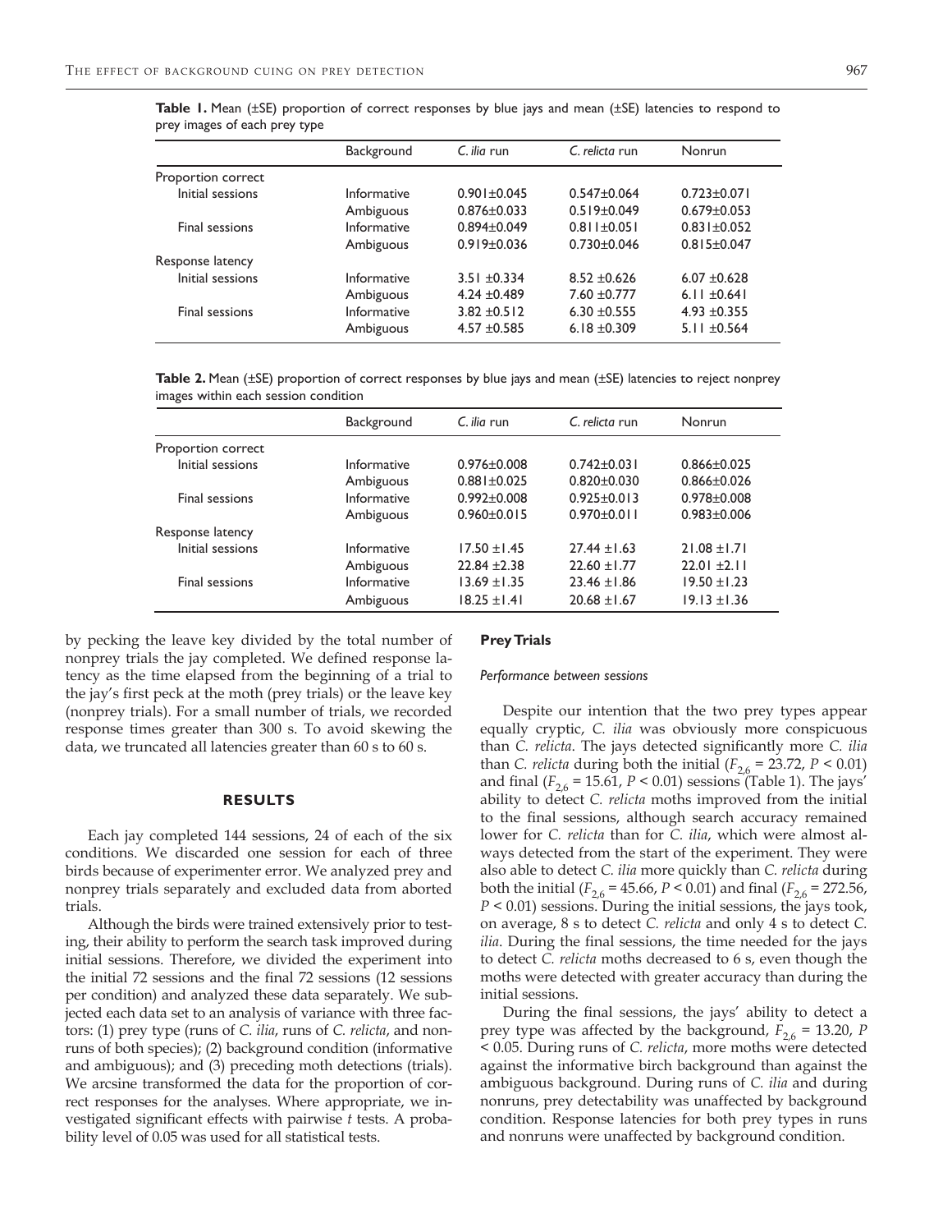**Table 1.** Mean (±SE) proportion of correct responses by blue jays and mean (±SE) latencies to respond to prey images of each prey type

| | Background | *C. ilia* run | *C. relicta* run | Nonrun |
|---|---|---|---|---|
| Proportion correct | | | | |
| Initial sessions | Informative | 0.901±0.045 | 0.547±0.064 | 0.723±0.071 |
| | Ambiguous | 0.876±0.033 | 0.519±0.049 | 0.679±0.053 |
| Final sessions | Informative | 0.894±0.049 | 0.811±0.051 | 0.831±0.052 |
| | Ambiguous | 0.919±0.036 | 0.730±0.046 | 0.815±0.047 |
| Response latency | | | | |
| Initial sessions | Informative | 3.51 ±0.334 | 8.52 ±0.626 | 6.07 ±0.628 |
| | Ambiguous | 4.24 ±0.489 | 7.60 ±0.777 | 6.11 ±0.641 |
| Final sessions | Informative | 3.82 ±0.512 | 6.30 ±0.555 | 4.93 ±0.355 |
| | Ambiguous | 4.57 ±0.585 | 6.18 ±0.309 | 5.11 ±0.564 |

**Table 2.** Mean (±SE) proportion of correct responses by blue jays and mean (±SE) latencies to reject nonprey images within each session condition

| | Background | *C. ilia* run | *C. relicta* run | Nonrun |
|---|---|---|---|---|
| Proportion correct | | | | |
| Initial sessions | Informative | 0.976±0.008 | 0.742±0.031 | 0.866±0.025 |
| | Ambiguous | 0.881±0.025 | 0.820±0.030 | 0.866±0.026 |
| Final sessions | Informative | 0.992±0.008 | 0.925±0.013 | 0.978±0.008 |
| | Ambiguous | 0.960±0.015 | 0.970±0.011 | 0.983±0.006 |
| Response latency | | | | |
| Initial sessions | Informative | 17.50 ±1.45 | 27.44 ±1.63 | 21.08 ±1.71 |
| | Ambiguous | 22.84 ±2.38 | 22.60 ±1.77 | 22.01 ±2.11 |
| Final sessions | Informative | 13.69 ±1.35 | 23.46 ±1.86 | 19.50 ±1.23 |
| | Ambiguous | 18.25 ±1.41 | 20.68 ±1.67 | 19.13 ±1.36 |

by pecking the leave key divided by the total number of nonprey trials the jay completed. We defined response latency as the time elapsed from the beginning of a trial to the jay's first peck at the moth (prey trials) or the leave key (nonprey trials). For a small number of trials, we recorded response times greater than 300 s. To avoid skewing the data, we truncated all latencies greater than 60 s to 60 s.

## RESULTS

Each jay completed 144 sessions, 24 of each of the six conditions. We discarded one session for each of three birds because of experimenter error. We analyzed prey and nonprey trials separately and excluded data from aborted trials.

Although the birds were trained extensively prior to testing, their ability to perform the search task improved during initial sessions. Therefore, we divided the experiment into the initial 72 sessions and the final 72 sessions (12 sessions per condition) and analyzed these data separately. We subjected each data set to an analysis of variance with three factors: (1) prey type (runs of *C. ilia*, runs of *C. relicta*, and nonruns of both species); (2) background condition (informative and ambiguous); and (3) preceding moth detections (trials). We arcsine transformed the data for the proportion of correct responses for the analyses. Where appropriate, we investigated significant effects with pairwise *t* tests. A probability level of 0.05 was used for all statistical tests.

### Prey Trials

#### *Performance between sessions*

Despite our intention that the two prey types appear equally cryptic, *C. ilia* was obviously more conspicuous than *C. relicta*. The jays detected significantly more *C. ilia* than *C. relicta* during both the initial ($F_{2,6}$ = 23.72, $P < 0.01$) and final ($F_{2,6}$ = 15.61, $P < 0.01$) sessions (Table 1). The jays' ability to detect *C. relicta* moths improved from the initial to the final sessions, although search accuracy remained lower for *C. relicta* than for *C. ilia*, which were almost always detected from the start of the experiment. They were also able to detect *C. ilia* more quickly than *C. relicta* during both the initial ($F_{2,6}$ = 45.66, $P < 0.01$) and final ($F_{2,6}$ = 272.56, $P < 0.01$) sessions. During the initial sessions, the jays took, on average, 8 s to detect *C. relicta* and only 4 s to detect *C. ilia*. During the final sessions, the time needed for the jays to detect *C. relicta* moths decreased to 6 s, even though the moths were detected with greater accuracy than during the initial sessions.

During the final sessions, the jays' ability to detect a prey type was affected by the background, $F_{2,6}$ = 13.20, $P < 0.05$. During runs of *C. relicta*, more moths were detected against the informative birch background than against the ambiguous background. During runs of *C. ilia* and during nonruns, prey detectability was unaffected by background condition. Response latencies for both prey types in runs and nonruns were unaffected by background condition.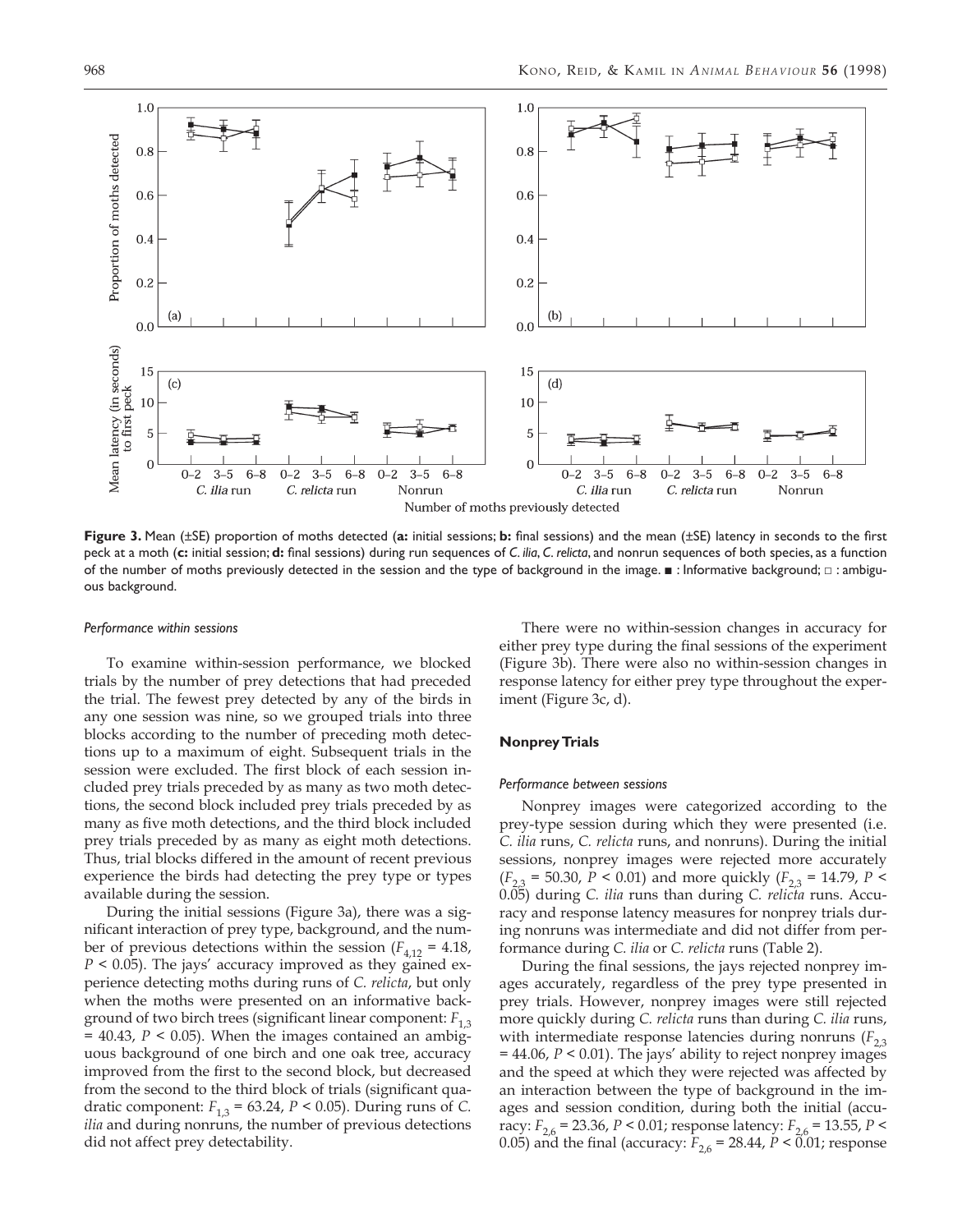**Figure 3.** Mean (±SE) proportion of moths detected (**a:** initial sessions; **b:** final sessions) and the mean (±SE) latency in seconds to the first peck at a moth (**c:** initial session; **d:** final sessions) during run sequences of *C. ilia*, *C. relicta*, and nonrun sequences of both species, as a function of the number of moths previously detected in the session and the type of background in the image. ■ : Informative background; □ : ambiguous background.

*Performance within sessions*

To examine within-session performance, we blocked trials by the number of prey detections that had preceded the trial. The fewest prey detected by any of the birds in any one session was nine, so we grouped trials into three blocks according to the number of preceding moth detections up to a maximum of eight. Subsequent trials in the session were excluded. The first block of each session included prey trials preceded by as many as two moth detections, the second block included prey trials preceded by as many as five moth detections, and the third block included prey trials preceded by as many as eight moth detections. Thus, trial blocks differed in the amount of recent previous experience the birds had detecting the prey type or types available during the session.

During the initial sessions (Figure 3a), there was a significant interaction of prey type, background, and the number of previous detections within the session ($F_{4,12}$ = 4.18, $P$ < 0.05). The jays' accuracy improved as they gained experience detecting moths during runs of *C. relicta*, but only when the moths were presented on an informative background of two birch trees (significant linear component: $F_{1,3}$ = 40.43, $P$ < 0.05). When the images contained an ambiguous background of one birch and one oak tree, accuracy improved from the first to the second block, but decreased from the second to the third block of trials (significant quadratic component: $F_{1,3}$ = 63.24, $P$ < 0.05). During runs of *C. ilia* and during nonruns, the number of previous detections did not affect prey detectability.

There were no within-session changes in accuracy for either prey type during the final sessions of the experiment (Figure 3b). There were also no within-session changes in response latency for either prey type throughout the experiment (Figure 3c, d).

### Nonprey Trials

*Performance between sessions*

Nonprey images were categorized according to the prey-type session during which they were presented (i.e. *C. ilia* runs, *C. relicta* runs, and nonruns). During the initial sessions, nonprey images were rejected more accurately ($F_{2,3}$ = 50.30, $P$ < 0.01) and more quickly ($F_{2,3}$ = 14.79, $P$ < 0.05) during *C. ilia* runs than during *C. relicta* runs. Accuracy and response latency measures for nonprey trials during nonruns was intermediate and did not differ from performance during *C. ilia* or *C. relicta* runs (Table 2).

During the final sessions, the jays rejected nonprey images accurately, regardless of the prey type presented in prey trials. However, nonprey images were still rejected more quickly during *C. relicta* runs than during *C. ilia* runs, with intermediate response latencies during nonruns ($F_{2,3}$ = 44.06, $P$ < 0.01). The jays' ability to reject nonprey images and the speed at which they were rejected was affected by an interaction between the type of background in the images and session condition, during both the initial (accuracy: $F_{2,6}$ = 23.36, $P$ < 0.01; response latency: $F_{2,6}$ = 13.55, $P$ < 0.05) and the final (accuracy: $F_{2,6}$ = 28.44, $P$ < 0.01; response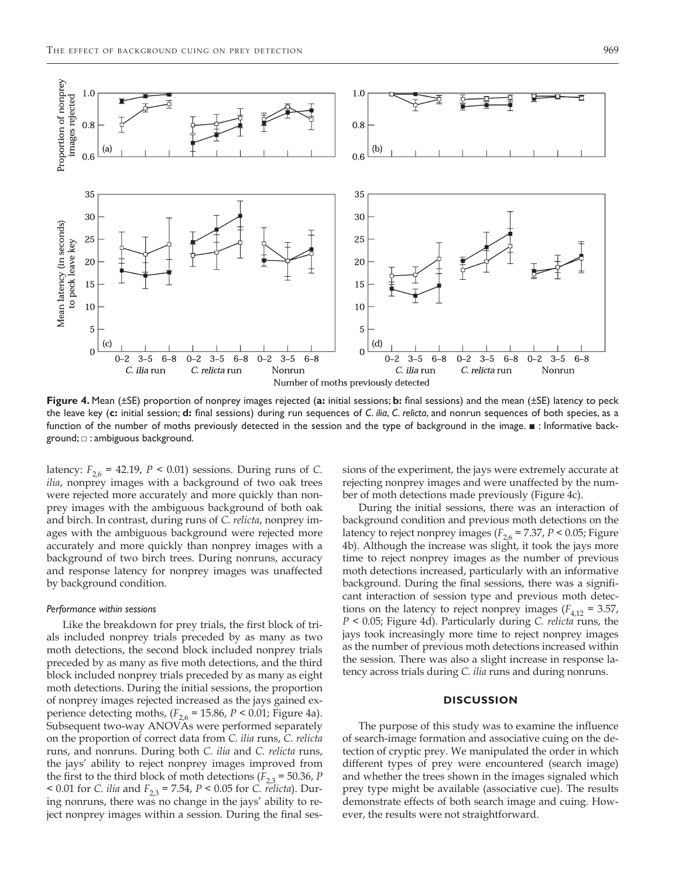**Figure 4.** Mean (±SE) proportion of nonprey images rejected (**a:** initial sessions; **b:** final sessions) and the mean (±SE) latency to peck the leave key (**c:** initial session; **d:** final sessions) during run sequences of *C. ilia*, *C. relicta*, and nonrun sequences of both species, as a function of the number of moths previously detected in the session and the type of background in the image. ■ : Informative background; □ : ambiguous background.

latency: $F_{2,6} = 42.19$, $P < 0.01$) sessions. During runs of *C. ilia*, nonprey images with a background of two oak trees were rejected more accurately and more quickly than nonprey images with the ambiguous background of both oak and birch. In contrast, during runs of *C. relicta*, nonprey images with the ambiguous background were rejected more accurately and more quickly than nonprey images with a background of two birch trees. During nonruns, accuracy and response latency for nonprey images was unaffected by background condition.

#### Performance within sessions

Like the breakdown for prey trials, the first block of trials included nonprey trials preceded by as many as two moth detections, the second block included nonprey trials preceded by as many as five moth detections, and the third block included nonprey trials preceded by as many as eight moth detections. During the initial sessions, the proportion of nonprey images rejected increased as the jays gained experience detecting moths, ($F_{2,6} = 15.86$, $P < 0.01$; Figure 4a). Subsequent two-way ANOVAs were performed separately on the proportion of correct data from *C. ilia* runs, *C. relicta* runs, and nonruns. During both *C. ilia* and *C. relicta* runs, the jays' ability to reject nonprey images improved from the first to the third block of moth detections ($F_{2,3} = 50.36$, $P < 0.01$ for *C. ilia* and $F_{2,3} = 7.54$, $P < 0.05$ for *C. relicta*). During nonruns, there was no change in the jays' ability to reject nonprey images within a session. During the final sessions of the experiment, the jays were extremely accurate at rejecting nonprey images and were unaffected by the number of moth detections made previously (Figure 4c).

During the initial sessions, there was an interaction of background condition and previous moth detections on the latency to reject nonprey images ($F_{2,6} = 7.37$, $P < 0.05$; Figure 4b). Although the increase was slight, it took the jays more time to reject nonprey images as the number of previous moth detections increased, particularly with an informative background. During the final sessions, there was a significant interaction of session type and previous moth detections on the latency to reject nonprey images ($F_{4,12} = 3.57$, $P < 0.05$; Figure 4d). Particularly during *C. relicta* runs, the jays took increasingly more time to reject nonprey images as the number of previous moth detections increased within the session. There was also a slight increase in response latency across trials during *C. ilia* runs and during nonruns.

## DISCUSSION

The purpose of this study was to examine the influence of search-image formation and associative cuing on the detection of cryptic prey. We manipulated the order in which different types of prey were encountered (search image) and whether the trees shown in the images signaled which prey type might be available (associative cue). The results demonstrate effects of both search image and cuing. However, the results were not straightforward.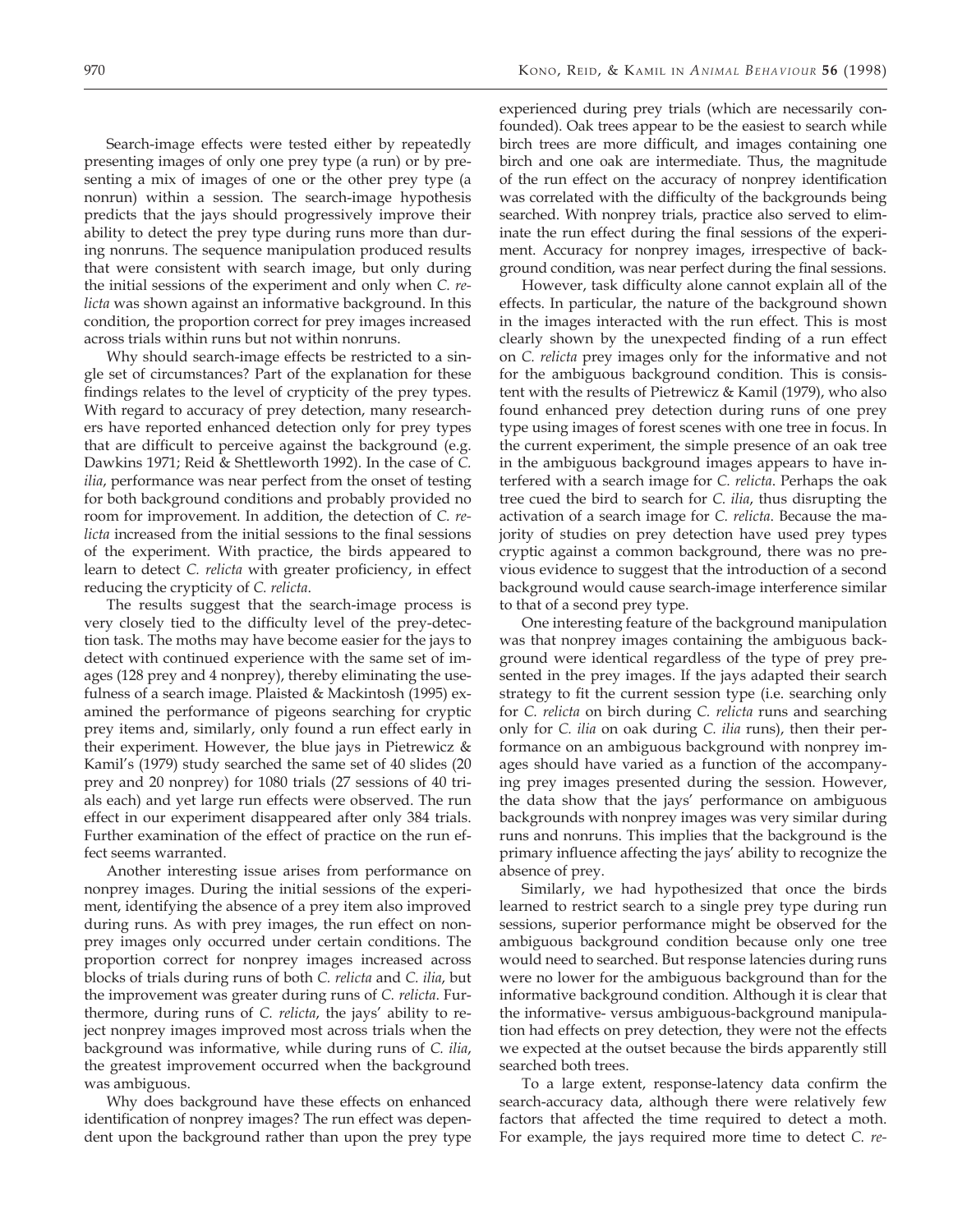Search-image effects were tested either by repeatedly presenting images of only one prey type (a run) or by presenting a mix of images of one or the other prey type (a nonrun) within a session. The search-image hypothesis predicts that the jays should progressively improve their ability to detect the prey type during runs more than during nonruns. The sequence manipulation produced results that were consistent with search image, but only during the initial sessions of the experiment and only when *C. relicta* was shown against an informative background. In this condition, the proportion correct for prey images increased across trials within runs but not within nonruns.

Why should search-image effects be restricted to a single set of circumstances? Part of the explanation for these findings relates to the level of crypticity of the prey types. With regard to accuracy of prey detection, many researchers have reported enhanced detection only for prey types that are difficult to perceive against the background (e.g. Dawkins 1971; Reid & Shettleworth 1992). In the case of *C. ilia*, performance was near perfect from the onset of testing for both background conditions and probably provided no room for improvement. In addition, the detection of *C. relicta* increased from the initial sessions to the final sessions of the experiment. With practice, the birds appeared to learn to detect *C. relicta* with greater proficiency, in effect reducing the crypticity of *C. relicta.*

The results suggest that the search-image process is very closely tied to the difficulty level of the prey-detection task. The moths may have become easier for the jays to detect with continued experience with the same set of images (128 prey and 4 nonprey), thereby eliminating the usefulness of a search image. Plaisted & Mackintosh (1995) examined the performance of pigeons searching for cryptic prey items and, similarly, only found a run effect early in their experiment. However, the blue jays in Pietrewicz & Kamil's (1979) study searched the same set of 40 slides (20 prey and 20 nonprey) for 1080 trials (27 sessions of 40 trials each) and yet large run effects were observed. The run effect in our experiment disappeared after only 384 trials. Further examination of the effect of practice on the run effect seems warranted.

Another interesting issue arises from performance on nonprey images. During the initial sessions of the experiment, identifying the absence of a prey item also improved during runs. As with prey images, the run effect on nonprey images only occurred under certain conditions. The proportion correct for nonprey images increased across blocks of trials during runs of both *C. relicta* and *C. ilia*, but the improvement was greater during runs of *C. relicta*. Furthermore, during runs of *C. relicta*, the jays' ability to reject nonprey images improved most across trials when the background was informative, while during runs of *C. ilia*, the greatest improvement occurred when the background was ambiguous.

Why does background have these effects on enhanced identification of nonprey images? The run effect was dependent upon the background rather than upon the prey type experienced during prey trials (which are necessarily confounded). Oak trees appear to be the easiest to search while birch trees are more difficult, and images containing one birch and one oak are intermediate. Thus, the magnitude of the run effect on the accuracy of nonprey identification was correlated with the difficulty of the backgrounds being searched. With nonprey trials, practice also served to eliminate the run effect during the final sessions of the experiment. Accuracy for nonprey images, irrespective of background condition, was near perfect during the final sessions.

However, task difficulty alone cannot explain all of the effects. In particular, the nature of the background shown in the images interacted with the run effect. This is most clearly shown by the unexpected finding of a run effect on *C. relicta* prey images only for the informative and not for the ambiguous background condition. This is consistent with the results of Pietrewicz & Kamil (1979), who also found enhanced prey detection during runs of one prey type using images of forest scenes with one tree in focus. In the current experiment, the simple presence of an oak tree in the ambiguous background images appears to have interfered with a search image for *C. relicta*. Perhaps the oak tree cued the bird to search for *C. ilia*, thus disrupting the activation of a search image for *C. relicta*. Because the majority of studies on prey detection have used prey types cryptic against a common background, there was no previous evidence to suggest that the introduction of a second background would cause search-image interference similar to that of a second prey type.

One interesting feature of the background manipulation was that nonprey images containing the ambiguous background were identical regardless of the type of prey presented in the prey images. If the jays adapted their search strategy to fit the current session type (i.e. searching only for *C. relicta* on birch during *C. relicta* runs and searching only for *C. ilia* on oak during *C. ilia* runs), then their performance on an ambiguous background with nonprey images should have varied as a function of the accompanying prey images presented during the session. However, the data show that the jays' performance on ambiguous backgrounds with nonprey images was very similar during runs and nonruns. This implies that the background is the primary influence affecting the jays' ability to recognize the absence of prey.

Similarly, we had hypothesized that once the birds learned to restrict search to a single prey type during run sessions, superior performance might be observed for the ambiguous background condition because only one tree would need to searched. But response latencies during runs were no lower for the ambiguous background than for the informative background condition. Although it is clear that the informative- versus ambiguous-background manipulation had effects on prey detection, they were not the effects we expected at the outset because the birds apparently still searched both trees.

To a large extent, response-latency data confirm the search-accuracy data, although there were relatively few factors that affected the time required to detect a moth. For example, the jays required more time to detect *C. re-*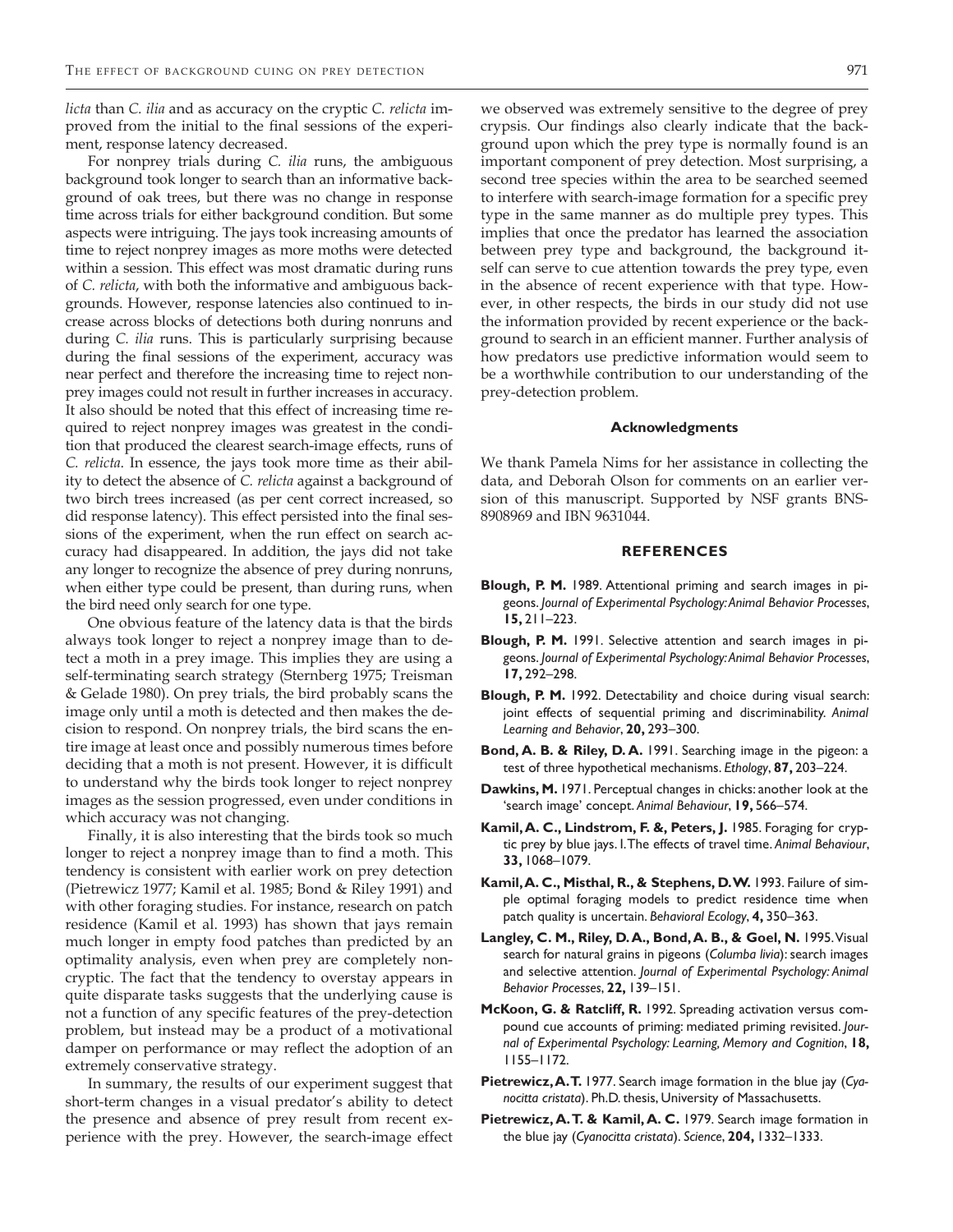*licta* than *C. ilia* and as accuracy on the cryptic *C. relicta* improved from the initial to the final sessions of the experiment, response latency decreased.

For nonprey trials during *C. ilia* runs, the ambiguous background took longer to search than an informative background of oak trees, but there was no change in response time across trials for either background condition. But some aspects were intriguing. The jays took increasing amounts of time to reject nonprey images as more moths were detected within a session. This effect was most dramatic during runs of *C. relicta*, with both the informative and ambiguous backgrounds. However, response latencies also continued to increase across blocks of detections both during nonruns and during *C. ilia* runs. This is particularly surprising because during the final sessions of the experiment, accuracy was near perfect and therefore the increasing time to reject nonprey images could not result in further increases in accuracy. It also should be noted that this effect of increasing time required to reject nonprey images was greatest in the condition that produced the clearest search-image effects, runs of *C. relicta*. In essence, the jays took more time as their ability to detect the absence of *C. relicta* against a background of two birch trees increased (as per cent correct increased, so did response latency). This effect persisted into the final sessions of the experiment, when the run effect on search accuracy had disappeared. In addition, the jays did not take any longer to recognize the absence of prey during nonruns, when either type could be present, than during runs, when the bird need only search for one type.

One obvious feature of the latency data is that the birds always took longer to reject a nonprey image than to detect a moth in a prey image. This implies they are using a self-terminating search strategy (Sternberg 1975; Treisman & Gelade 1980). On prey trials, the bird probably scans the image only until a moth is detected and then makes the decision to respond. On nonprey trials, the bird scans the entire image at least once and possibly numerous times before deciding that a moth is not present. However, it is difficult to understand why the birds took longer to reject nonprey images as the session progressed, even under conditions in which accuracy was not changing.

Finally, it is also interesting that the birds took so much longer to reject a nonprey image than to find a moth. This tendency is consistent with earlier work on prey detection (Pietrewicz 1977; Kamil et al. 1985; Bond & Riley 1991) and with other foraging studies. For instance, research on patch residence (Kamil et al. 1993) has shown that jays remain much longer in empty food patches than predicted by an optimality analysis, even when prey are completely noncryptic. The fact that the tendency to overstay appears in quite disparate tasks suggests that the underlying cause is not a function of any specific features of the prey-detection problem, but instead may be a product of a motivational damper on performance or may reflect the adoption of an extremely conservative strategy.

In summary, the results of our experiment suggest that short-term changes in a visual predator's ability to detect the presence and absence of prey result from recent experience with the prey. However, the search-image effect we observed was extremely sensitive to the degree of prey crypsis. Our findings also clearly indicate that the background upon which the prey type is normally found is an important component of prey detection. Most surprising, a second tree species within the area to be searched seemed to interfere with search-image formation for a specific prey type in the same manner as do multiple prey types. This implies that once the predator has learned the association between prey type and background, the background itself can serve to cue attention towards the prey type, even in the absence of recent experience with that type. However, in other respects, the birds in our study did not use the information provided by recent experience or the background to search in an efficient manner. Further analysis of how predators use predictive information would seem to be a worthwhile contribution to our understanding of the prey-detection problem.

## Acknowledgments

We thank Pamela Nims for her assistance in collecting the data, and Deborah Olson for comments on an earlier version of this manuscript. Supported by NSF grants BNS-8908969 and IBN 9631044.

## REFERENCES

**Blough, P. M.** 1989. Attentional priming and search images in pigeons. *Journal of Experimental Psychology: Animal Behavior Processes*, **15,** 211–223.

**Blough, P. M.** 1991. Selective attention and search images in pigeons. *Journal of Experimental Psychology: Animal Behavior Processes*, **17,** 292–298.

**Blough, P. M.** 1992. Detectability and choice during visual search: joint effects of sequential priming and discriminability. *Animal Learning and Behavior*, **20,** 293–300.

**Bond, A. B. & Riley, D. A.** 1991. Searching image in the pigeon: a test of three hypothetical mechanisms. *Ethology*, **87,** 203–224.

**Dawkins, M.** 1971. Perceptual changes in chicks: another look at the 'search image' concept. *Animal Behaviour*, **19,** 566–574.

**Kamil, A. C., Lindstrom, F. &, Peters, J.** 1985. Foraging for cryptic prey by blue jays. I. The effects of travel time. *Animal Behaviour*, **33,** 1068–1079.

**Kamil, A. C., Misthal, R., & Stephens, D. W.** 1993. Failure of simple optimal foraging models to predict residence time when patch quality is uncertain. *Behavioral Ecology*, **4,** 350–363.

**Langley, C. M., Riley, D. A., Bond, A. B., & Goel, N.** 1995. Visual search for natural grains in pigeons (*Columba livia*): search images and selective attention. *Journal of Experimental Psychology: Animal Behavior Processes*, **22,** 139–151.

**McKoon, G. & Ratcliff, R.** 1992. Spreading activation versus compound cue accounts of priming: mediated priming revisited. *Journal of Experimental Psychology: Learning, Memory and Cognition*, **18,** 1155–1172.

**Pietrewicz, A. T.** 1977. Search image formation in the blue jay (*Cyanocitta cristata*). Ph.D. thesis, University of Massachusetts.

**Pietrewicz, A. T. & Kamil, A. C.** 1979. Search image formation in the blue jay (*Cyanocitta cristata*). *Science*, **204,** 1332–1333.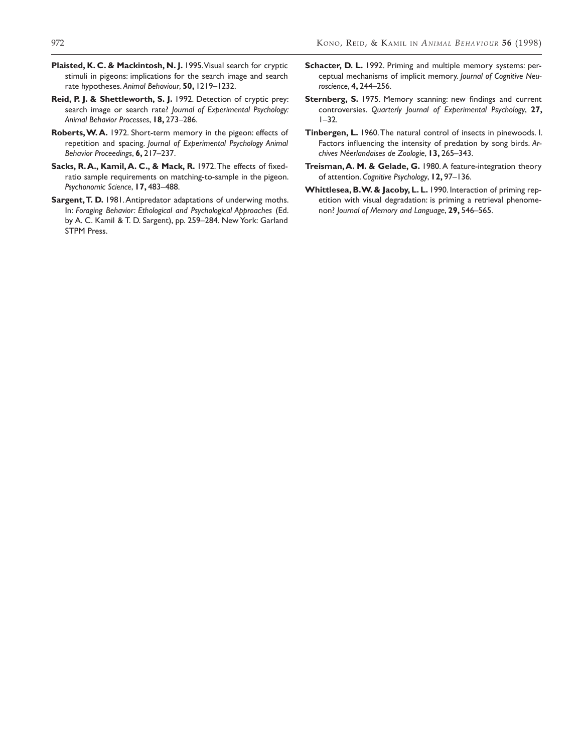**Plaisted, K. C. & Mackintosh, N. J.** 1995. Visual search for cryptic stimuli in pigeons: implications for the search image and search rate hypotheses. *Animal Behaviour*, **50,** 1219–1232.

**Reid, P. J. & Shettleworth, S. J.** 1992. Detection of cryptic prey: search image or search rate? *Journal of Experimental Psychology: Animal Behavior Processes*, **18,** 273–286.

**Roberts, W. A.** 1972. Short-term memory in the pigeon: effects of repetition and spacing. *Journal of Experimental Psychology Animal Behavior Proceedings*, **6,** 217–237.

**Sacks, R. A., Kamil, A. C., & Mack, R.** 1972. The effects of fixed-ratio sample requirements on matching-to-sample in the pigeon. *Psychonomic Science*, **17,** 483–488.

**Sargent, T. D.** 1981. Antipredator adaptations of underwing moths. In: *Foraging Behavior: Ethological and Psychological Approaches* (Ed. by A. C. Kamil & T. D. Sargent), pp. 259–284. New York: Garland STPM Press.

**Schacter, D. L.** 1992. Priming and multiple memory systems: perceptual mechanisms of implicit memory. *Journal of Cognitive Neuroscience*, **4,** 244–256.

**Sternberg, S.** 1975. Memory scanning: new findings and current controversies. *Quarterly Journal of Experimental Psychology*, **27,** 1–32.

**Tinbergen, L.** 1960. The natural control of insects in pinewoods. I. Factors influencing the intensity of predation by song birds. *Archives Néerlandaises de Zoologie*, **13,** 265–343.

**Treisman, A. M. & Gelade, G.** 1980. A feature-integration theory of attention. *Cognitive Psychology*, **12,** 97–136.

**Whittlesea, B. W. & Jacoby, L. L.** 1990. Interaction of priming repetition with visual degradation: is priming a retrieval phenomenon? *Journal of Memory and Language*, **29,** 546–565.